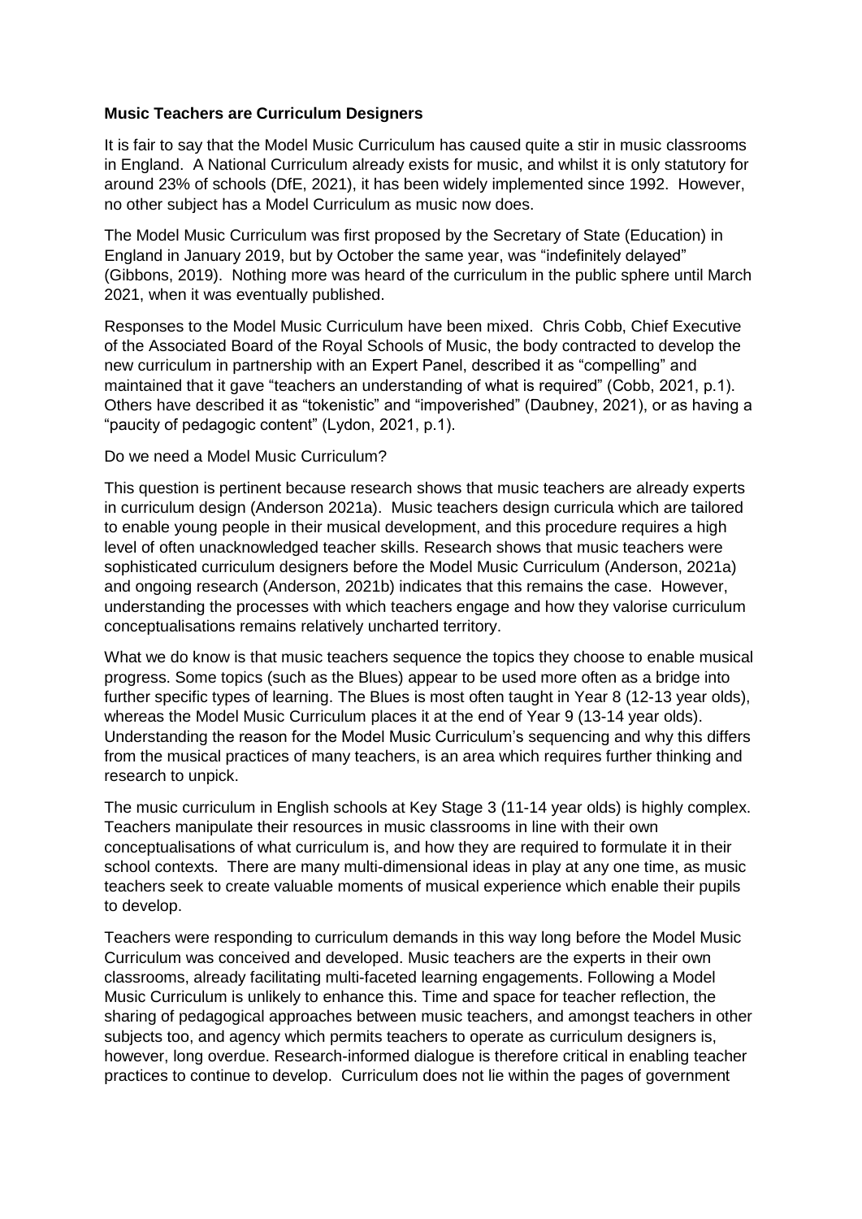**Music Teachers are Curriculum Designers**

It is fair to say that the Model Music Curriculum has caused quite a stir in music classrooms in England. A National Curriculum already exists for music, and whilst it is only statutory for around 23% of schools (DfE, 2021), it has been widely implemented since 1992. However, no other subject has a Model Curriculum as music now does.

The Model Music Curriculum was first proposed by the Secretary of State (Education) in England in January 2019, but by October the same year, was "indefinitely delayed" (Gibbons, 2019). Nothing more was heard of the curriculum in the public sphere until March 2021, when it was eventually published.

Responses to the Model Music Curriculum have been mixed. Chris Cobb, Chief Executive of the Associated Board of the Royal Schools of Music, the body contracted to develop the new curriculum in partnership with an Expert Panel, described it as "compelling" and maintained that it gave "teachers an understanding of what is required" (Cobb, 2021, p.1). Others have described it as "tokenistic" and "impoverished" (Daubney, 2021), or as having a "paucity of pedagogic content" (Lydon, 2021, p.1).

Do we need a Model Music Curriculum?

This question is pertinent because research shows that music teachers are already experts in curriculum design (Anderson 2021a). Music teachers design curricula which are tailored to enable young people in their musical development, and this procedure requires a high level of often unacknowledged teacher skills. Research shows that music teachers were sophisticated curriculum designers before the Model Music Curriculum (Anderson, 2021a) and ongoing research (Anderson, 2021b) indicates that this remains the case. However, understanding the processes with which teachers engage and how they valorise curriculum conceptualisations remains relatively uncharted territory.

What we do know is that music teachers sequence the topics they choose to enable musical progress. Some topics (such as the Blues) appear to be used more often as a bridge into further specific types of learning. The Blues is most often taught in Year 8 (12-13 year olds), whereas the Model Music Curriculum places it at the end of Year 9 (13-14 year olds). Understanding the reason for the Model Music Curriculum's sequencing and why this differs from the musical practices of many teachers, is an area which requires further thinking and research to unpick.

The music curriculum in English schools at Key Stage 3 (11-14 year olds) is highly complex. Teachers manipulate their resources in music classrooms in line with their own conceptualisations of what curriculum is, and how they are required to formulate it in their school contexts. There are many multi-dimensional ideas in play at any one time, as music teachers seek to create valuable moments of musical experience which enable their pupils to develop.

Teachers were responding to curriculum demands in this way long before the Model Music Curriculum was conceived and developed. Music teachers are the experts in their own classrooms, already facilitating multi-faceted learning engagements. Following a Model Music Curriculum is unlikely to enhance this. Time and space for teacher reflection, the sharing of pedagogical approaches between music teachers, and amongst teachers in other subjects too, and agency which permits teachers to operate as curriculum designers is, however, long overdue. Research-informed dialogue is therefore critical in enabling teacher practices to continue to develop. Curriculum does not lie within the pages of government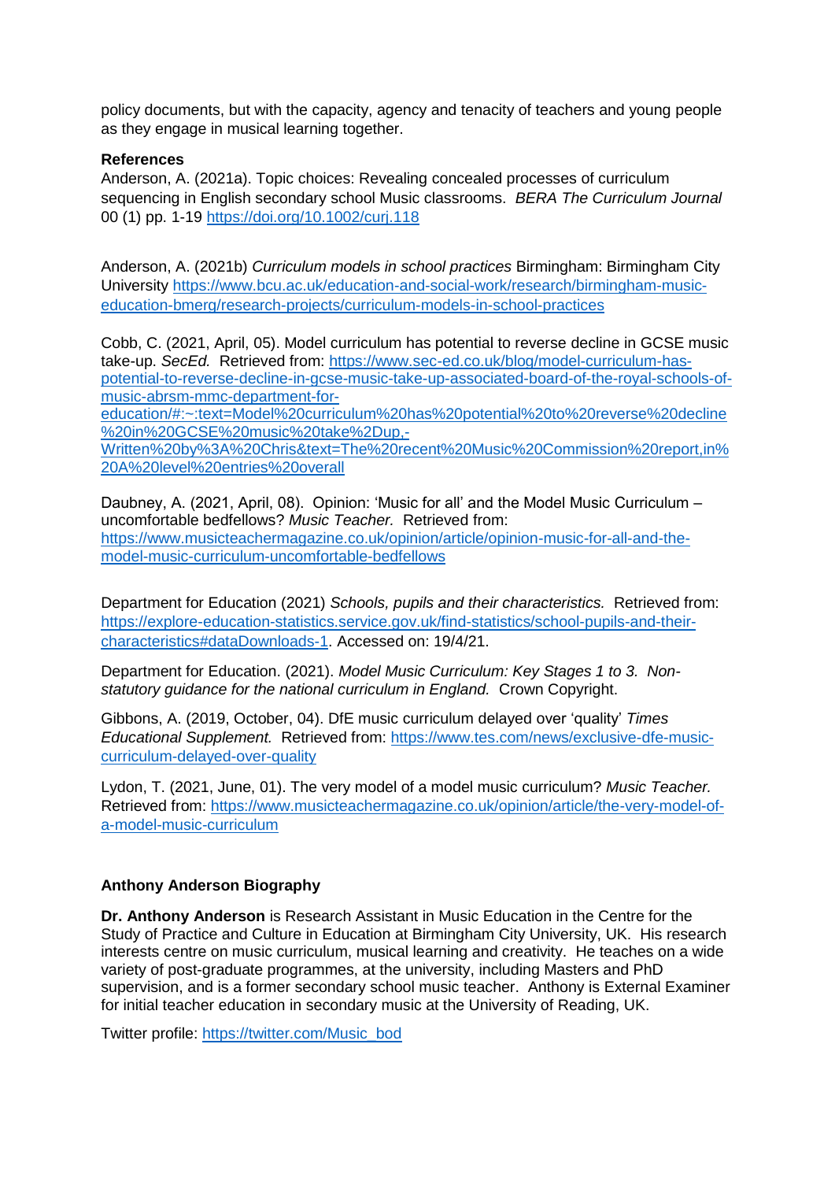policy documents, but with the capacity, agency and tenacity of teachers and young people as they engage in musical learning together.

**References**

Anderson, A. (2021a). Topic choices: Revealing concealed processes of curriculum sequencing in English secondary school Music classrooms. *BERA The Curriculum Journal* 00 (1) pp. 1-19 https://doi.org/10.1002/curj.118

Anderson, A. (2021b) *Curriculum models in school practices* Birmingham: Birmingham City University https://www.bcu.ac.uk/education-and-social-work/research/birmingham-music-education-bmerg/research-projects/curriculum-models-in-school-practices

Cobb, C. (2021, April, 05). Model curriculum has potential to reverse decline in GCSE music take-up. *SecEd.* Retrieved from: https://www.sec-ed.co.uk/blog/model-curriculum-has-potential-to-reverse-decline-in-gcse-music-take-up-associated-board-of-the-royal-schools-of-music-abrsm-mmc-department-for-education/#:~:text=Model%20curriculum%20has%20potential%20to%20reverse%20decline%20in%20GCSE%20music%20take%2Dup,-Written%20by%3A%20Chris&text=The%20recent%20Music%20Commission%20report,in%20A%20level%20entries%20overall

Daubney, A. (2021, April, 08). Opinion: 'Music for all' and the Model Music Curriculum – uncomfortable bedfellows? *Music Teacher.* Retrieved from: https://www.musicteachermagazine.co.uk/opinion/article/opinion-music-for-all-and-the-model-music-curriculum-uncomfortable-bedfellows

Department for Education (2021) *Schools, pupils and their characteristics.* Retrieved from: https://explore-education-statistics.service.gov.uk/find-statistics/school-pupils-and-their-characteristics#dataDownloads-1. Accessed on: 19/4/21.

Department for Education. (2021). *Model Music Curriculum: Key Stages 1 to 3. Non-statutory guidance for the national curriculum in England.* Crown Copyright.

Gibbons, A. (2019, October, 04). DfE music curriculum delayed over 'quality' *Times Educational Supplement.* Retrieved from: https://www.tes.com/news/exclusive-dfe-music-curriculum-delayed-over-quality

Lydon, T. (2021, June, 01). The very model of a model music curriculum? *Music Teacher.* Retrieved from: https://www.musicteachermagazine.co.uk/opinion/article/the-very-model-of-a-model-music-curriculum

**Anthony Anderson Biography**

**Dr. Anthony Anderson** is Research Assistant in Music Education in the Centre for the Study of Practice and Culture in Education at Birmingham City University, UK. His research interests centre on music curriculum, musical learning and creativity. He teaches on a wide variety of post-graduate programmes, at the university, including Masters and PhD supervision, and is a former secondary school music teacher. Anthony is External Examiner for initial teacher education in secondary music at the University of Reading, UK.

Twitter profile: https://twitter.com/Music_bod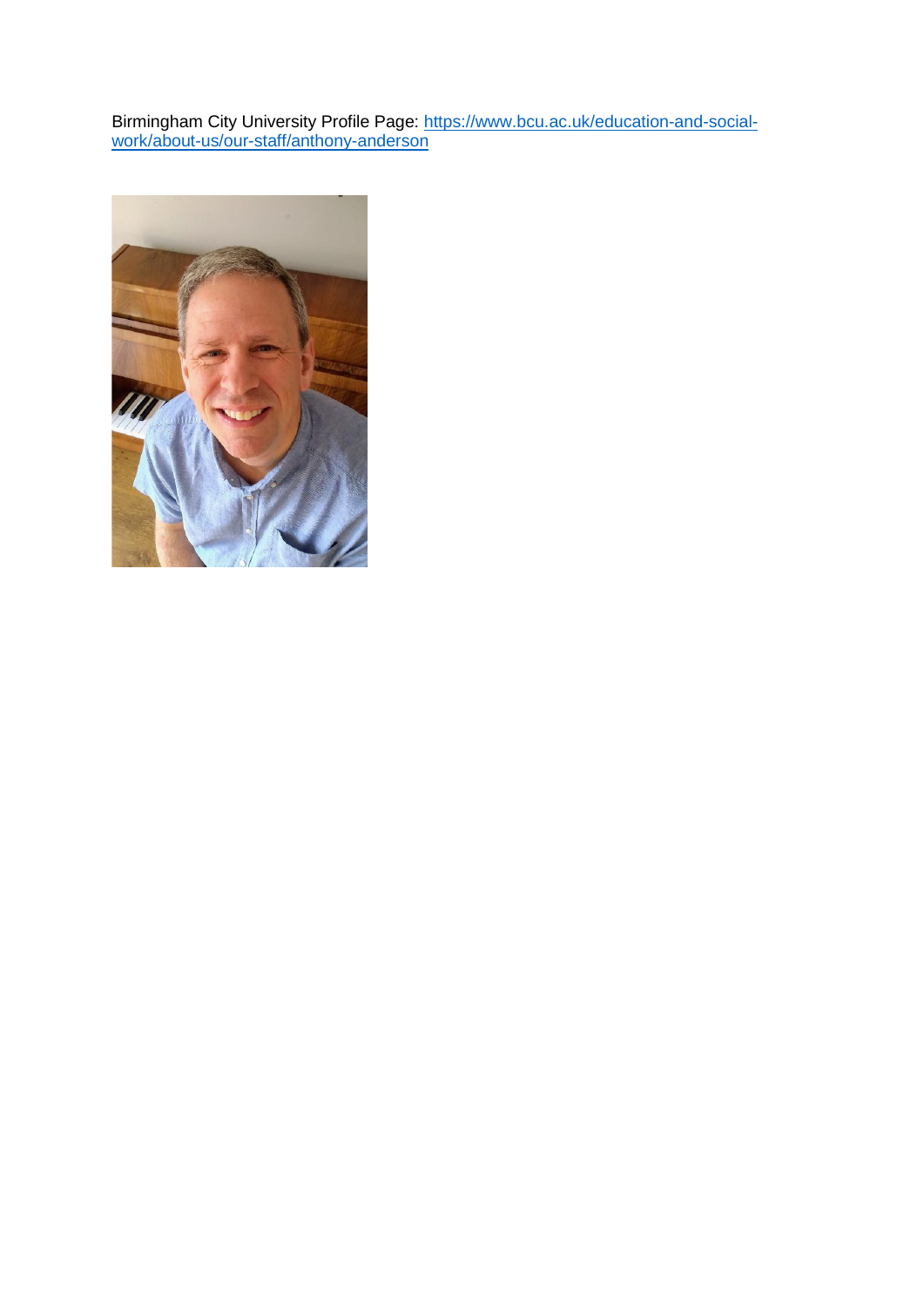Birmingham City University Profile Page: [https://www.bcu.ac.uk/education-and-social-work/about-us/our-staff/anthony-anderson](https://www.bcu.ac.uk/education-and-social-work/about-us/our-staff/anthony-anderson)